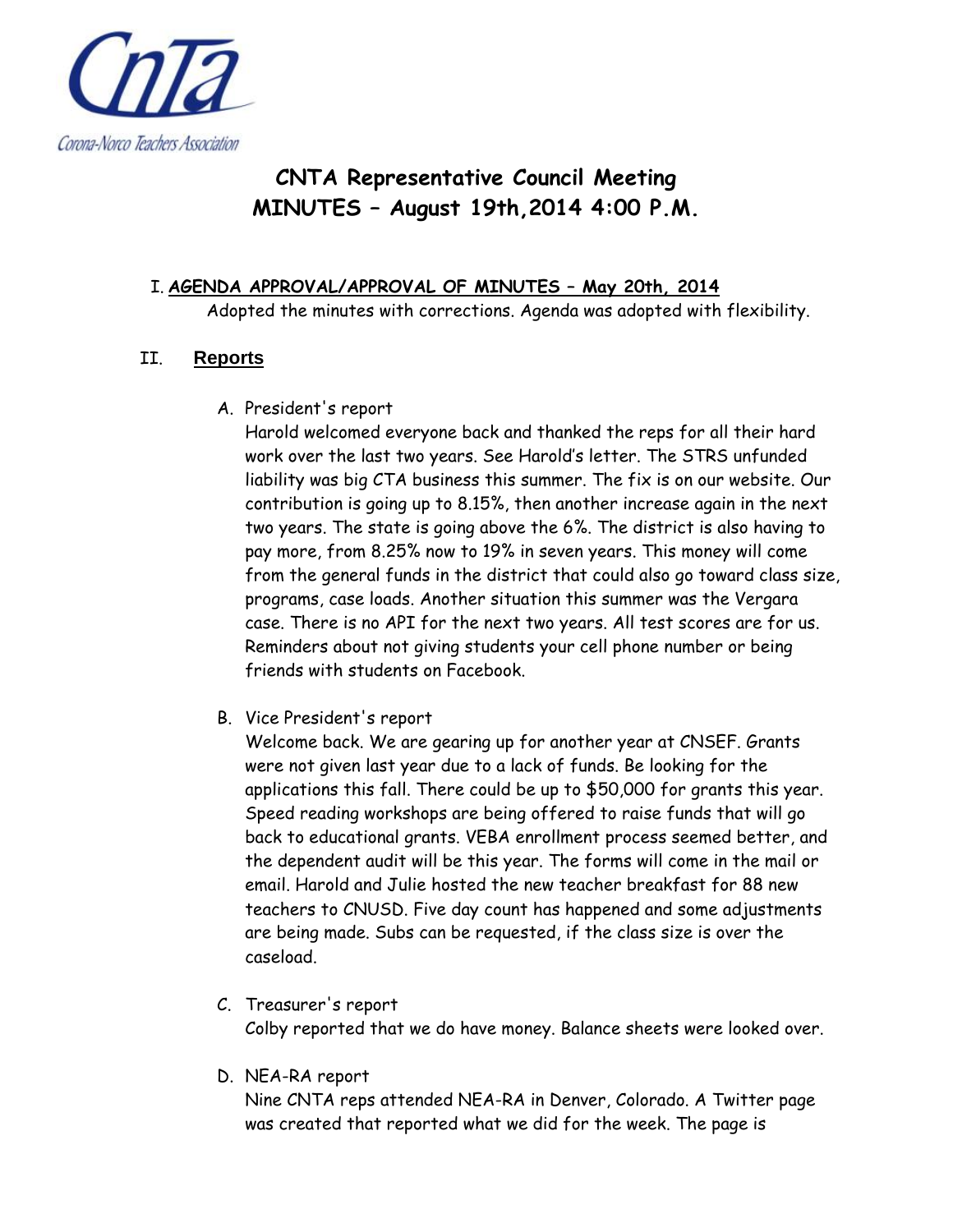Corona-Norco Teachers Association

# CNTA Representative Council Meeting
# MINUTES – August 19th,2014 4:00 P.M.

I. **AGENDA APPROVAL/APPROVAL OF MINUTES – May 20th, 2014**

Adopted the minutes with corrections. Agenda was adopted with flexibility.

## II. Reports

A. President's report

Harold welcomed everyone back and thanked the reps for all their hard work over the last two years. See Harold's letter. The STRS unfunded liability was big CTA business this summer. The fix is on our website. Our contribution is going up to 8.15%, then another increase again in the next two years. The state is going above the 6%. The district is also having to pay more, from 8.25% now to 19% in seven years. This money will come from the general funds in the district that could also go toward class size, programs, case loads. Another situation this summer was the Vergara case. There is no API for the next two years. All test scores are for us. Reminders about not giving students your cell phone number or being friends with students on Facebook.

B. Vice President's report

Welcome back. We are gearing up for another year at CNSEF. Grants were not given last year due to a lack of funds. Be looking for the applications this fall. There could be up to $50,000 for grants this year. Speed reading workshops are being offered to raise funds that will go back to educational grants. VEBA enrollment process seemed better, and the dependent audit will be this year. The forms will come in the mail or email. Harold and Julie hosted the new teacher breakfast for 88 new teachers to CNUSD. Five day count has happened and some adjustments are being made. Subs can be requested, if the class size is over the caseload.

C. Treasurer's report

Colby reported that we do have money. Balance sheets were looked over.

D. NEA-RA report

Nine CNTA reps attended NEA-RA in Denver, Colorado. A Twitter page was created that reported what we did for the week. The page is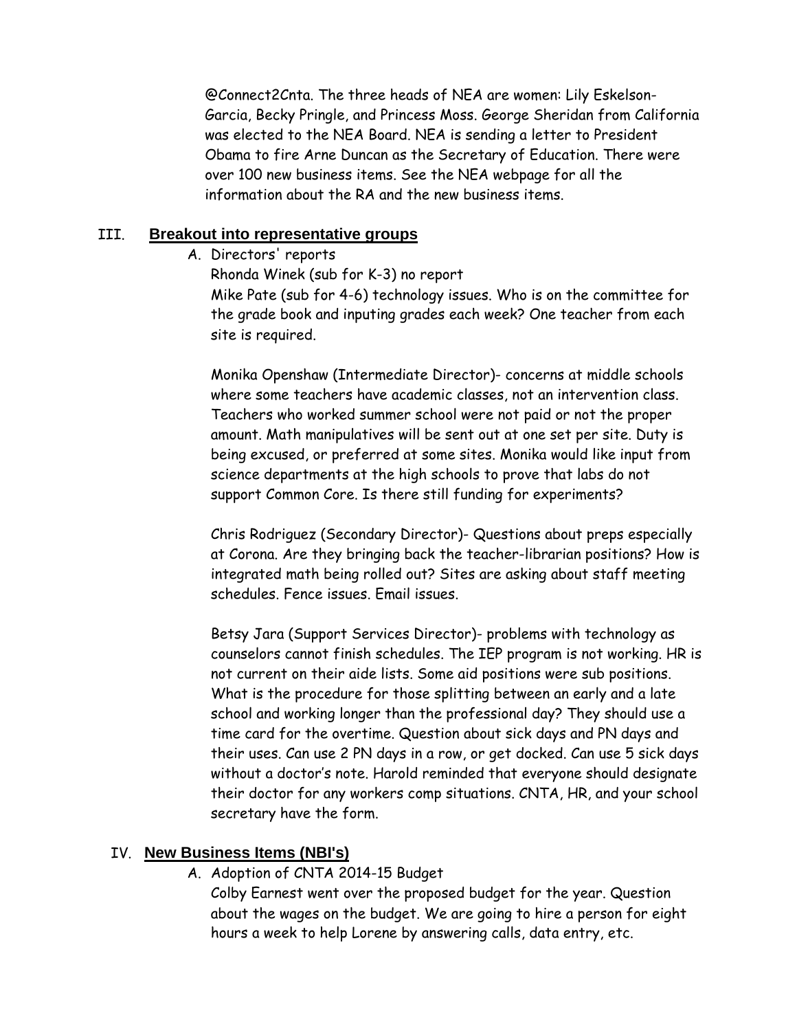@Connect2Cnta. The three heads of NEA are women: Lily Eskelson-Garcia, Becky Pringle, and Princess Moss. George Sheridan from California was elected to the NEA Board. NEA is sending a letter to President Obama to fire Arne Duncan as the Secretary of Education. There were over 100 new business items. See the NEA webpage for all the information about the RA and the new business items.

## III. Breakout into representative groups

A. Directors' reports

Rhonda Winek (sub for K-3) no report

Mike Pate (sub for 4-6) technology issues. Who is on the committee for the grade book and inputing grades each week? One teacher from each site is required.

Monika Openshaw (Intermediate Director)- concerns at middle schools where some teachers have academic classes, not an intervention class. Teachers who worked summer school were not paid or not the proper amount. Math manipulatives will be sent out at one set per site. Duty is being excused, or preferred at some sites. Monika would like input from science departments at the high schools to prove that labs do not support Common Core. Is there still funding for experiments?

Chris Rodriguez (Secondary Director)- Questions about preps especially at Corona. Are they bringing back the teacher-librarian positions? How is integrated math being rolled out? Sites are asking about staff meeting schedules. Fence issues. Email issues.

Betsy Jara (Support Services Director)- problems with technology as counselors cannot finish schedules. The IEP program is not working. HR is not current on their aide lists. Some aid positions were sub positions. What is the procedure for those splitting between an early and a late school and working longer than the professional day? They should use a time card for the overtime. Question about sick days and PN days and their uses. Can use 2 PN days in a row, or get docked. Can use 5 sick days without a doctor's note. Harold reminded that everyone should designate their doctor for any workers comp situations. CNTA, HR, and your school secretary have the form.

## IV. New Business Items (NBI's)

A. Adoption of CNTA 2014-15 Budget

Colby Earnest went over the proposed budget for the year. Question about the wages on the budget. We are going to hire a person for eight hours a week to help Lorene by answering calls, data entry, etc.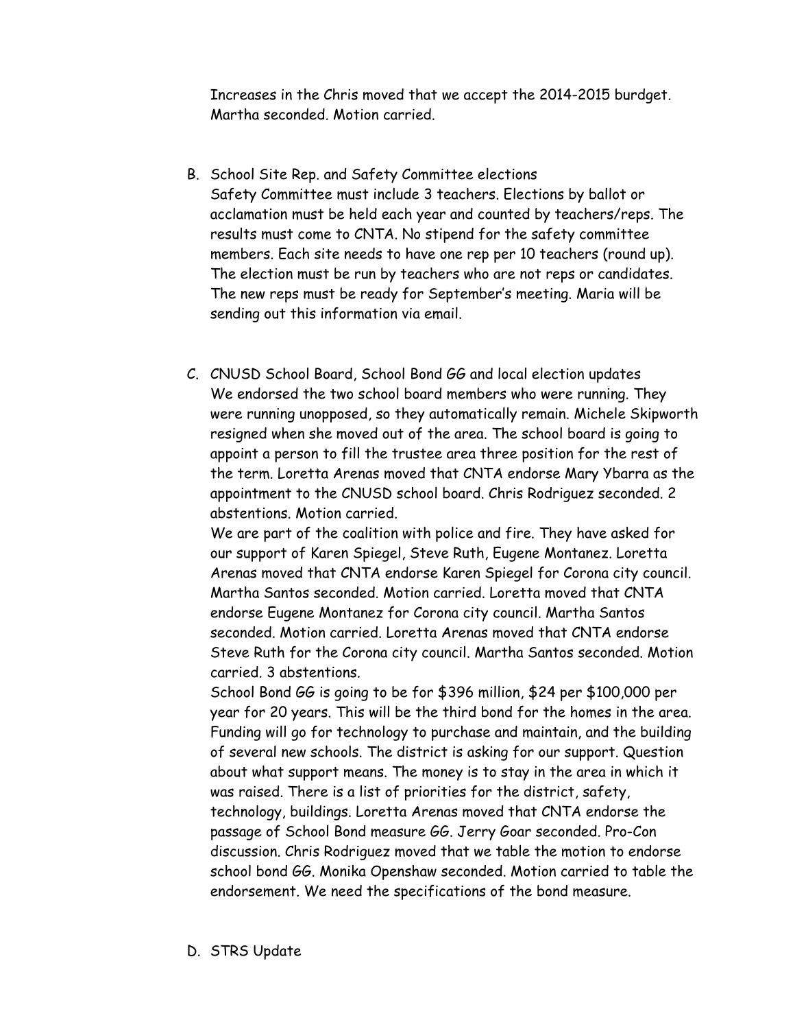Increases in the Chris moved that we accept the 2014-2015 burdget. Martha seconded. Motion carried.

B. School Site Rep. and Safety Committee elections
   Safety Committee must include 3 teachers. Elections by ballot or acclamation must be held each year and counted by teachers/reps. The results must come to CNTA. No stipend for the safety committee members. Each site needs to have one rep per 10 teachers (round up). The election must be run by teachers who are not reps or candidates. The new reps must be ready for September's meeting. Maria will be sending out this information via email.

C. CNUSD School Board, School Bond GG and local election updates
   We endorsed the two school board members who were running. They were running unopposed, so they automatically remain. Michele Skipworth resigned when she moved out of the area. The school board is going to appoint a person to fill the trustee area three position for the rest of the term. Loretta Arenas moved that CNTA endorse Mary Ybarra as the appointment to the CNUSD school board. Chris Rodriguez seconded. 2 abstentions. Motion carried.
   We are part of the coalition with police and fire. They have asked for our support of Karen Spiegel, Steve Ruth, Eugene Montanez. Loretta Arenas moved that CNTA endorse Karen Spiegel for Corona city council. Martha Santos seconded. Motion carried. Loretta moved that CNTA endorse Eugene Montanez for Corona city council. Martha Santos seconded. Motion carried. Loretta Arenas moved that CNTA endorse Steve Ruth for the Corona city council. Martha Santos seconded. Motion carried. 3 abstentions.
   School Bond GG is going to be for $396 million, $24 per $100,000 per year for 20 years. This will be the third bond for the homes in the area. Funding will go for technology to purchase and maintain, and the building of several new schools. The district is asking for our support. Question about what support means. The money is to stay in the area in which it was raised. There is a list of priorities for the district, safety, technology, buildings. Loretta Arenas moved that CNTA endorse the passage of School Bond measure GG. Jerry Goar seconded. Pro-Con discussion. Chris Rodriguez moved that we table the motion to endorse school bond GG. Monika Openshaw seconded. Motion carried to table the endorsement. We need the specifications of the bond measure.

D. STRS Update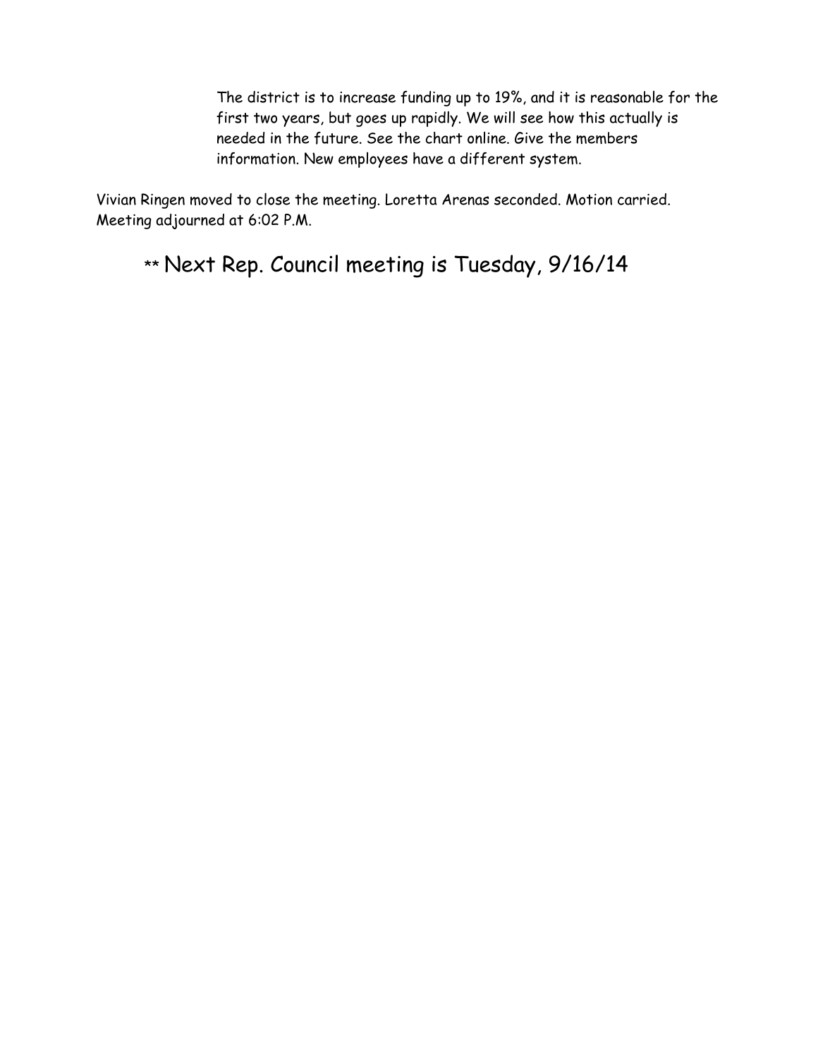The district is to increase funding up to 19%, and it is reasonable for the first two years, but goes up rapidly. We will see how this actually is needed in the future. See the chart online. Give the members information. New employees have a different system.

Vivian Ringen moved to close the meeting. Loretta Arenas seconded. Motion carried. Meeting adjourned at 6:02 P.M.

** Next Rep. Council meeting is Tuesday, 9/16/14